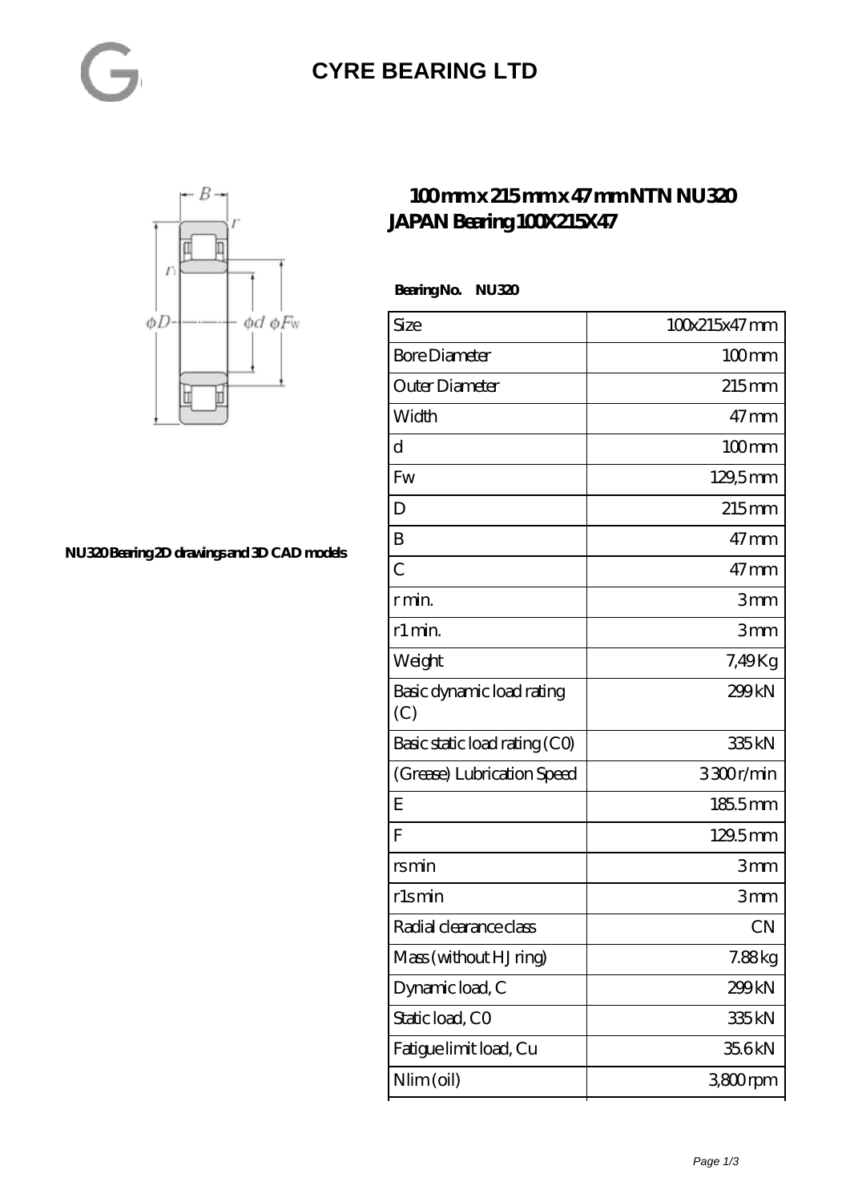# CYRE BEARING LTD

## 100 mm x 215 mm x 47 mm NTN NU320 JAPAN Bearing 100X215X47

NU320 Bearing 2D drawings and 3D CAD models

**Bearing No.** **NU320**

| Size | 100x215x47 mm |
|---|---|
| Bore Diameter | 100 mm |
| Outer Diameter | 215 mm |
| Width | 47 mm |
| d | 100 mm |
| Fw | 129,5 mm |
| D | 215 mm |
| B | 47 mm |
| C | 47 mm |
| r min. | 3 mm |
| r1 min. | 3 mm |
| Weight | 7,49 Kg |
| Basic dynamic load rating (C) | 299 kN |
| Basic static load rating (C0) | 335 kN |
| (Grease) Lubrication Speed | 3 300 r/min |
| E | 185.5 mm |
| F | 129.5 mm |
| rs min | 3 mm |
| r1s min | 3 mm |
| Radial clearance class | CN |
| Mass (without HJ ring) | 7.88 kg |
| Dynamic load, C | 299 kN |
| Static load, C0 | 335 kN |
| Fatigue limit load, Cu | 35.6 kN |
| Nlim (oil) | 3,800 rpm |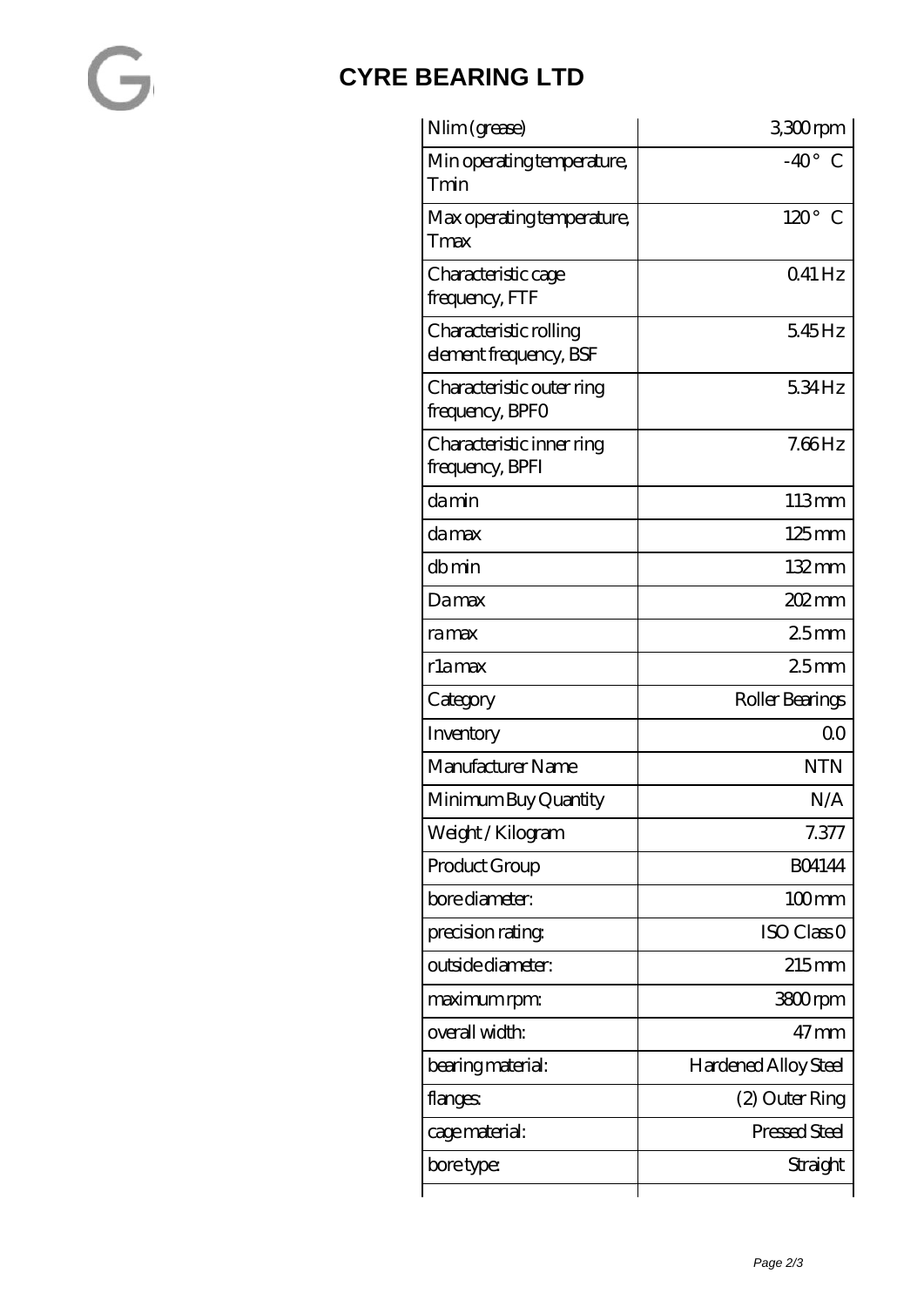| Nlim (grease) | 3,300 rpm |
|---|---|
| Min operating temperature, Tmin | -40 ° C |
| Max operating temperature, Tmax | 120 ° C |
| Characteristic cage frequency, FTF | 0.41 Hz |
| Characteristic rolling element frequency, BSF | 5.45 Hz |
| Characteristic outer ring frequency, BPFO | 5.34 Hz |
| Characteristic inner ring frequency, BPFI | 7.66 Hz |
| da min | 113 mm |
| da max | 125 mm |
| db min | 132 mm |
| Da max | 202 mm |
| ra max | 2.5 mm |
| r1a max | 2.5 mm |
| Category | Roller Bearings |
| Inventory | 0.0 |
| Manufacturer Name | NTN |
| Minimum Buy Quantity | N/A |
| Weight / Kilogram | 7.377 |
| Product Group | B04144 |
| bore diameter: | 100 mm |
| precision rating: | ISO Class 0 |
| outside diameter: | 215 mm |
| maximum rpm: | 3800 rpm |
| overall width: | 47 mm |
| bearing material: | Hardened Alloy Steel |
| flanges: | (2) Outer Ring |
| cage material: | Pressed Steel |
| bore type: | Straight |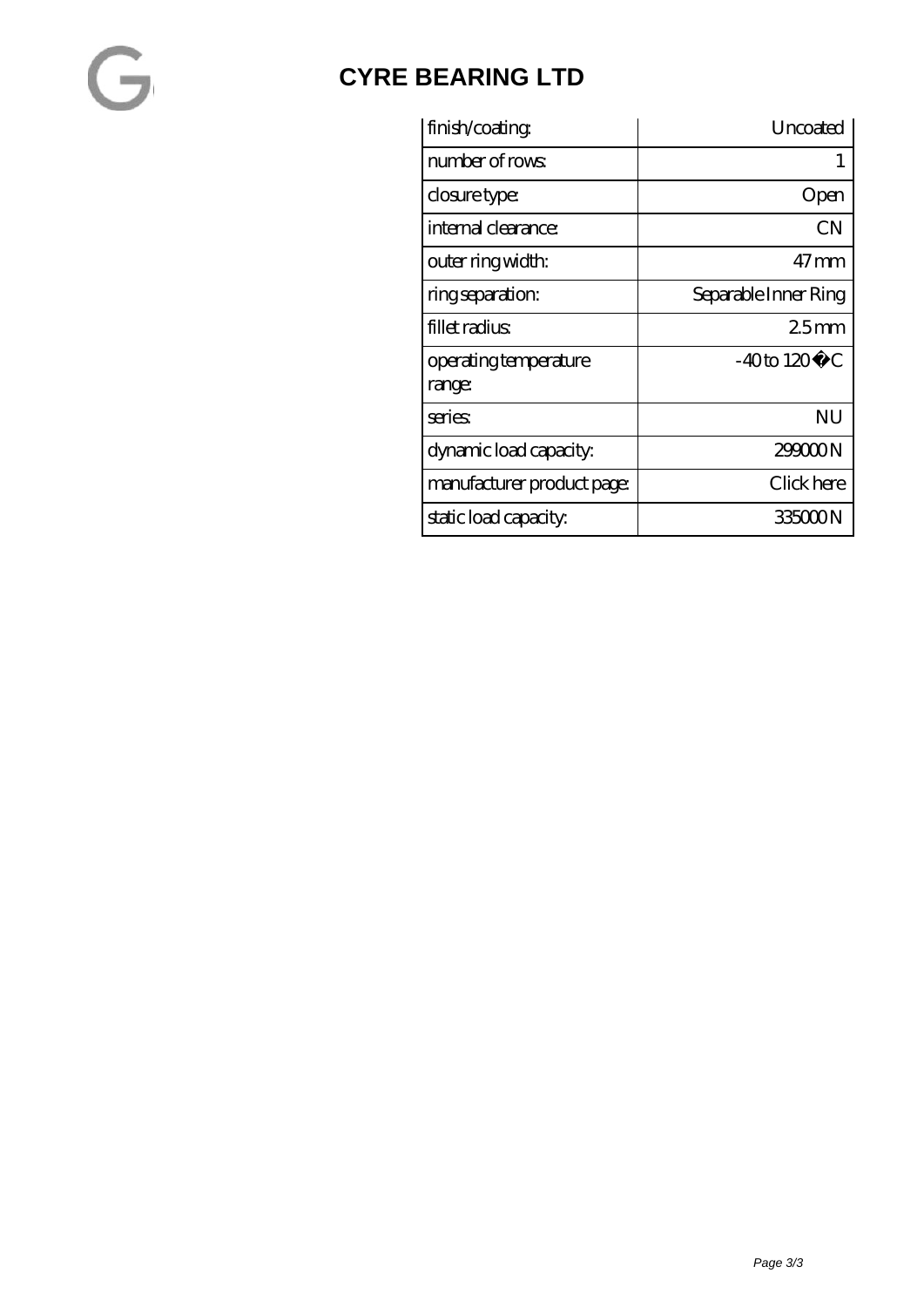| | |
|---|---|
| finish/coating: | Uncoated |
| number of rows: | 1 |
| closure type: | Open |
| internal clearance: | CN |
| outer ring width: | 47 mm |
| ring separation: | Separable Inner Ring |
| fillet radius: | 2.5 mm |
| operating temperature range: | -40 to 120 �C |
| series: | NU |
| dynamic load capacity: | 299000 N |
| manufacturer product page: | Click here |
| static load capacity: | 335000 N |